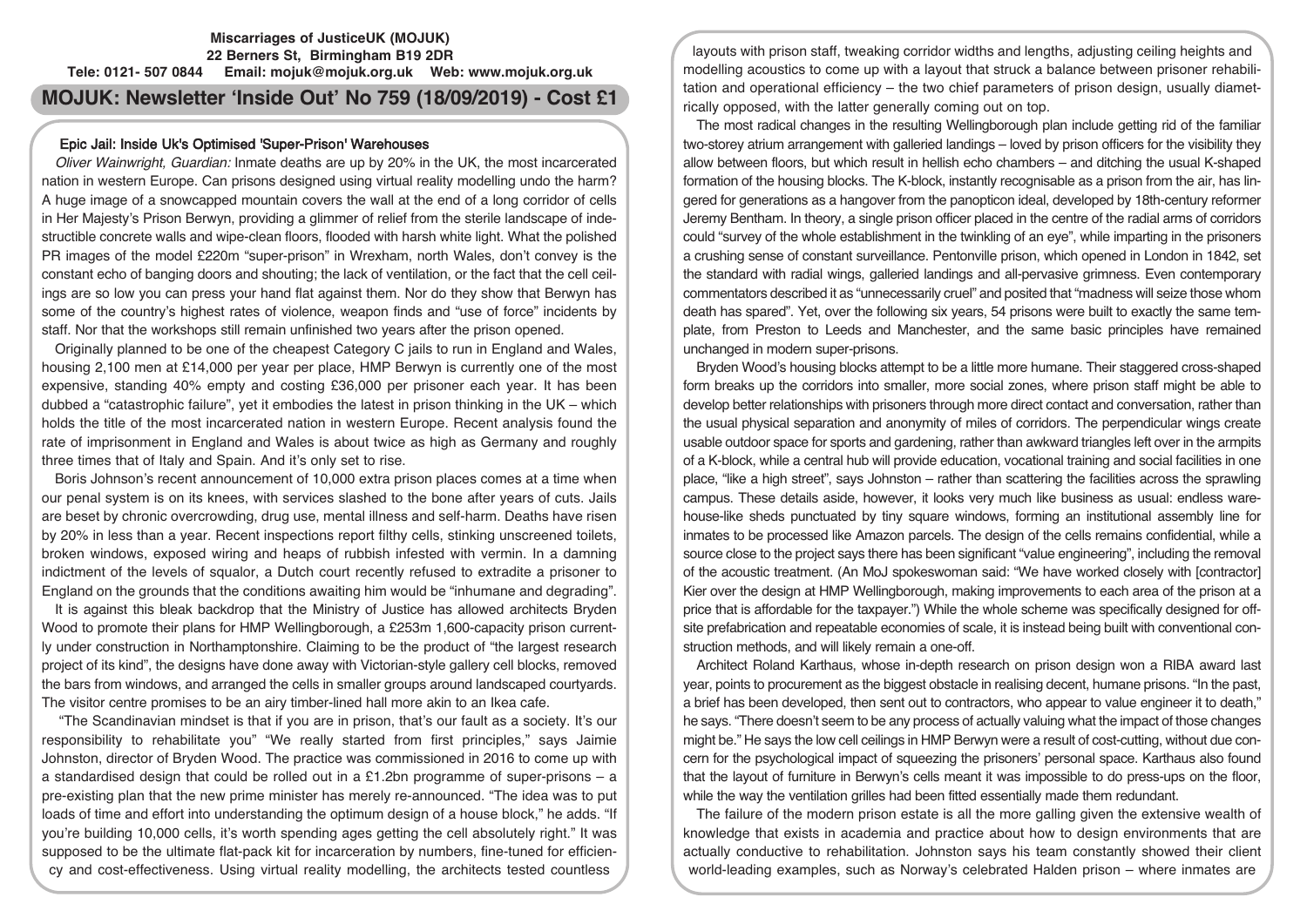**Miscarriages of JusticeUK (MOJUK)**
**22 Berners St, Birmingham B19 2DR**
**Tele: 0121- 507 0844 Email: mojuk@mojuk.org.uk Web: www.mojuk.org.uk**

# MOJUK: Newsletter 'Inside Out' No 759 (18/09/2019) - Cost £1

## Epic Jail: Inside Uk's Optimised 'Super-Prison' Warehouses

*Oliver Wainwright, Guardian:* Inmate deaths are up by 20% in the UK, the most incarcerated nation in western Europe. Can prisons designed using virtual reality modelling undo the harm? A huge image of a snowcapped mountain covers the wall at the end of a long corridor of cells in Her Majesty's Prison Berwyn, providing a glimmer of relief from the sterile landscape of indestructible concrete walls and wipe-clean floors, flooded with harsh white light. What the polished PR images of the model £220m "super-prison" in Wrexham, north Wales, don't convey is the constant echo of banging doors and shouting; the lack of ventilation, or the fact that the cell ceilings are so low you can press your hand flat against them. Nor do they show that Berwyn has some of the country's highest rates of violence, weapon finds and "use of force" incidents by staff. Nor that the workshops still remain unfinished two years after the prison opened.

Originally planned to be one of the cheapest Category C jails to run in England and Wales, housing 2,100 men at £14,000 per year per place, HMP Berwyn is currently one of the most expensive, standing 40% empty and costing £36,000 per prisoner each year. It has been dubbed a "catastrophic failure", yet it embodies the latest in prison thinking in the UK – which holds the title of the most incarcerated nation in western Europe. Recent analysis found the rate of imprisonment in England and Wales is about twice as high as Germany and roughly three times that of Italy and Spain. And it's only set to rise.

Boris Johnson's recent announcement of 10,000 extra prison places comes at a time when our penal system is on its knees, with services slashed to the bone after years of cuts. Jails are beset by chronic overcrowding, drug use, mental illness and self-harm. Deaths have risen by 20% in less than a year. Recent inspections report filthy cells, stinking unscreened toilets, broken windows, exposed wiring and heaps of rubbish infested with vermin. In a damning indictment of the levels of squalor, a Dutch court recently refused to extradite a prisoner to England on the grounds that the conditions awaiting him would be "inhumane and degrading".

It is against this bleak backdrop that the Ministry of Justice has allowed architects Bryden Wood to promote their plans for HMP Wellingborough, a £253m 1,600-capacity prison currently under construction in Northamptonshire. Claiming to be the product of "the largest research project of its kind", the designs have done away with Victorian-style gallery cell blocks, removed the bars from windows, and arranged the cells in smaller groups around landscaped courtyards. The visitor centre promises to be an airy timber-lined hall more akin to an Ikea cafe.

"The Scandinavian mindset is that if you are in prison, that's our fault as a society. It's our responsibility to rehabilitate you" "We really started from first principles," says Jaimie Johnston, director of Bryden Wood. The practice was commissioned in 2016 to come up with a standardised design that could be rolled out in a £1.2bn programme of super-prisons – a pre-existing plan that the new prime minister has merely re-announced. "The idea was to put loads of time and effort into understanding the optimum design of a house block," he adds. "If you're building 10,000 cells, it's worth spending ages getting the cell absolutely right." It was supposed to be the ultimate flat-pack kit for incarceration by numbers, fine-tuned for efficiency and cost-effectiveness. Using virtual reality modelling, the architects tested countless layouts with prison staff, tweaking corridor widths and lengths, adjusting ceiling heights and modelling acoustics to come up with a layout that struck a balance between prisoner rehabilitation and operational efficiency – the two chief parameters of prison design, usually diametrically opposed, with the latter generally coming out on top.

The most radical changes in the resulting Wellingborough plan include getting rid of the familiar two-storey atrium arrangement with galleried landings – loved by prison officers for the visibility they allow between floors, but which result in hellish echo chambers – and ditching the usual K-shaped formation of the housing blocks. The K-block, instantly recognisable as a prison from the air, has lingered for generations as a hangover from the panopticon ideal, developed by 18th-century reformer Jeremy Bentham. In theory, a single prison officer placed in the centre of the radial arms of corridors could "survey of the whole establishment in the twinkling of an eye", while imparting in the prisoners a crushing sense of constant surveillance. Pentonville prison, which opened in London in 1842, set the standard with radial wings, galleried landings and all-pervasive grimness. Even contemporary commentators described it as "unnecessarily cruel" and posited that "madness will seize those whom death has spared". Yet, over the following six years, 54 prisons were built to exactly the same template, from Preston to Leeds and Manchester, and the same basic principles have remained unchanged in modern super-prisons.

Bryden Wood's housing blocks attempt to be a little more humane. Their staggered cross-shaped form breaks up the corridors into smaller, more social zones, where prison staff might be able to develop better relationships with prisoners through more direct contact and conversation, rather than the usual physical separation and anonymity of miles of corridors. The perpendicular wings create usable outdoor space for sports and gardening, rather than awkward triangles left over in the armpits of a K-block, while a central hub will provide education, vocational training and social facilities in one place, "like a high street", says Johnston – rather than scattering the facilities across the sprawling campus. These details aside, however, it looks very much like business as usual: endless warehouse-like sheds punctuated by tiny square windows, forming an institutional assembly line for inmates to be processed like Amazon parcels. The design of the cells remains confidential, while a source close to the project says there has been significant "value engineering", including the removal of the acoustic treatment. (An MoJ spokeswoman said: "We have worked closely with [contractor] Kier over the design at HMP Wellingborough, making improvements to each area of the prison at a price that is affordable for the taxpayer.") While the whole scheme was specifically designed for offsite prefabrication and repeatable economies of scale, it is instead being built with conventional construction methods, and will likely remain a one-off.

Architect Roland Karthaus, whose in-depth research on prison design won a RIBA award last year, points to procurement as the biggest obstacle in realising decent, humane prisons. "In the past, a brief has been developed, then sent out to contractors, who appear to value engineer it to death," he says. "There doesn't seem to be any process of actually valuing what the impact of those changes might be." He says the low cell ceilings in HMP Berwyn were a result of cost-cutting, without due concern for the psychological impact of squeezing the prisoners' personal space. Karthaus also found that the layout of furniture in Berwyn's cells meant it was impossible to do press-ups on the floor, while the way the ventilation grilles had been fitted essentially made them redundant.

The failure of the modern prison estate is all the more galling given the extensive wealth of knowledge that exists in academia and practice about how to design environments that are actually conductive to rehabilitation. Johnston says his team constantly showed their client world-leading examples, such as Norway's celebrated Halden prison – where inmates are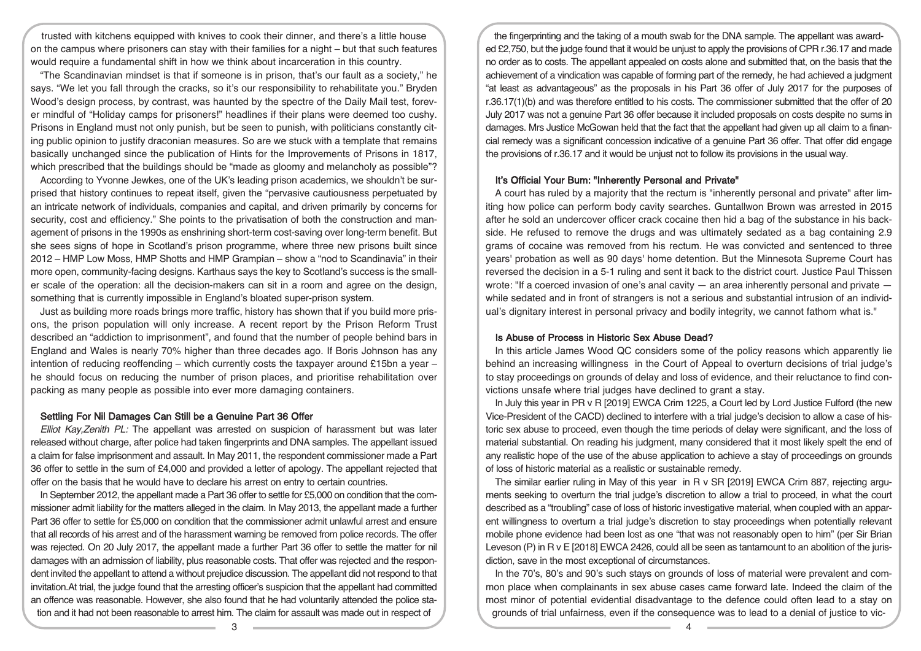trusted with kitchens equipped with knives to cook their dinner, and there's a little house on the campus where prisoners can stay with their families for a night – but that such features would require a fundamental shift in how we think about incarceration in this country.

"The Scandinavian mindset is that if someone is in prison, that's our fault as a society," he says. "We let you fall through the cracks, so it's our responsibility to rehabilitate you." Bryden Wood's design process, by contrast, was haunted by the spectre of the Daily Mail test, forever mindful of "Holiday camps for prisoners!" headlines if their plans were deemed too cushy. Prisons in England must not only punish, but be seen to punish, with politicians constantly citing public opinion to justify draconian measures. So are we stuck with a template that remains basically unchanged since the publication of Hints for the Improvements of Prisons in 1817, which prescribed that the buildings should be "made as gloomy and melancholy as possible"?

According to Yvonne Jewkes, one of the UK's leading prison academics, we shouldn't be surprised that history continues to repeat itself, given the "pervasive cautiousness perpetuated by an intricate network of individuals, companies and capital, and driven primarily by concerns for security, cost and efficiency." She points to the privatisation of both the construction and management of prisons in the 1990s as enshrining short-term cost-saving over long-term benefit. But she sees signs of hope in Scotland's prison programme, where three new prisons built since 2012 – HMP Low Moss, HMP Shotts and HMP Grampian – show a "nod to Scandinavia" in their more open, community-facing designs. Karthaus says the key to Scotland's success is the smaller scale of the operation: all the decision-makers can sit in a room and agree on the design, something that is currently impossible in England's bloated super-prison system.

Just as building more roads brings more traffic, history has shown that if you build more prisons, the prison population will only increase. A recent report by the Prison Reform Trust described an "addiction to imprisonment", and found that the number of people behind bars in England and Wales is nearly 70% higher than three decades ago. If Boris Johnson has any intention of reducing reoffending – which currently costs the taxpayer around £15bn a year – he should focus on reducing the number of prison places, and prioritise rehabilitation over packing as many people as possible into ever more damaging containers.

## Settling For Nil Damages Can Still be a Genuine Part 36 Offer

*Elliot Kay,Zenith PL:* The appellant was arrested on suspicion of harassment but was later released without charge, after police had taken fingerprints and DNA samples. The appellant issued a claim for false imprisonment and assault. In May 2011, the respondent commissioner made a Part 36 offer to settle in the sum of £4,000 and provided a letter of apology. The appellant rejected that offer on the basis that he would have to declare his arrest on entry to certain countries.

In September 2012, the appellant made a Part 36 offer to settle for £5,000 on condition that the commissioner admit liability for the matters alleged in the claim. In May 2013, the appellant made a further Part 36 offer to settle for £5,000 on condition that the commissioner admit unlawful arrest and ensure that all records of his arrest and of the harassment warning be removed from police records. The offer was rejected. On 20 July 2017, the appellant made a further Part 36 offer to settle the matter for nil damages with an admission of liability, plus reasonable costs. That offer was rejected and the respondent invited the appellant to attend a without prejudice discussion. The appellant did not respond to that invitation.At trial, the judge found that the arresting officer's suspicion that the appellant had committed an offence was reasonable. However, she also found that he had voluntarily attended the police station and it had not been reasonable to arrest him. The claim for assault was made out in respect of the fingerprinting and the taking of a mouth swab for the DNA sample. The appellant was awarded £2,750, but the judge found that it would be unjust to apply the provisions of CPR r.36.17 and made no order as to costs. The appellant appealed on costs alone and submitted that, on the basis that the achievement of a vindication was capable of forming part of the remedy, he had achieved a judgment "at least as advantageous" as the proposals in his Part 36 offer of July 2017 for the purposes of r.36.17(1)(b) and was therefore entitled to his costs. The commissioner submitted that the offer of 20 July 2017 was not a genuine Part 36 offer because it included proposals on costs despite no sums in damages. Mrs Justice McGowan held that the fact that the appellant had given up all claim to a financial remedy was a significant concession indicative of a genuine Part 36 offer. That offer did engage the provisions of r.36.17 and it would be unjust not to follow its provisions in the usual way.

## It's Official Your Bum: "Inherently Personal and Private"

A court has ruled by a majority that the rectum is "inherently personal and private" after limiting how police can perform body cavity searches. Guntallwon Brown was arrested in 2015 after he sold an undercover officer crack cocaine then hid a bag of the substance in his backside. He refused to remove the drugs and was ultimately sedated as a bag containing 2.9 grams of cocaine was removed from his rectum. He was convicted and sentenced to three years' probation as well as 90 days' home detention. But the Minnesota Supreme Court has reversed the decision in a 5-1 ruling and sent it back to the district court. Justice Paul Thissen wrote: "If a coerced invasion of one's anal cavity — an area inherently personal and private — while sedated and in front of strangers is not a serious and substantial intrusion of an individual's dignitary interest in personal privacy and bodily integrity, we cannot fathom what is."

## Is Abuse of Process in Historic Sex Abuse Dead?

In this article James Wood QC considers some of the policy reasons which apparently lie behind an increasing willingness in the Court of Appeal to overturn decisions of trial judge's to stay proceedings on grounds of delay and loss of evidence, and their reluctance to find convictions unsafe where trial judges have declined to grant a stay.

In July this year in PR v R [2019] EWCA Crim 1225, a Court led by Lord Justice Fulford (the new Vice-President of the CACD) declined to interfere with a trial judge's decision to allow a case of historic sex abuse to proceed, even though the time periods of delay were significant, and the loss of material substantial. On reading his judgment, many considered that it most likely spelt the end of any realistic hope of the use of the abuse application to achieve a stay of proceedings on grounds of loss of historic material as a realistic or sustainable remedy.

The similar earlier ruling in May of this year in R v SR [2019] EWCA Crim 887, rejecting arguments seeking to overturn the trial judge's discretion to allow a trial to proceed, in what the court described as a "troubling" case of loss of historic investigative material, when coupled with an apparent willingness to overturn a trial judge's discretion to stay proceedings when potentially relevant mobile phone evidence had been lost as one "that was not reasonably open to him" (per Sir Brian Leveson (P) in R v E [2018] EWCA 2426, could all be seen as tantamount to an abolition of the jurisdiction, save in the most exceptional of circumstances.

In the 70's, 80's and 90's such stays on grounds of loss of material were prevalent and common place when complainants in sex abuse cases came forward late. Indeed the claim of the most minor of potential evidential disadvantage to the defence could often lead to a stay on grounds of trial unfairness, even if the consequence was to lead to a denial of justice to vic-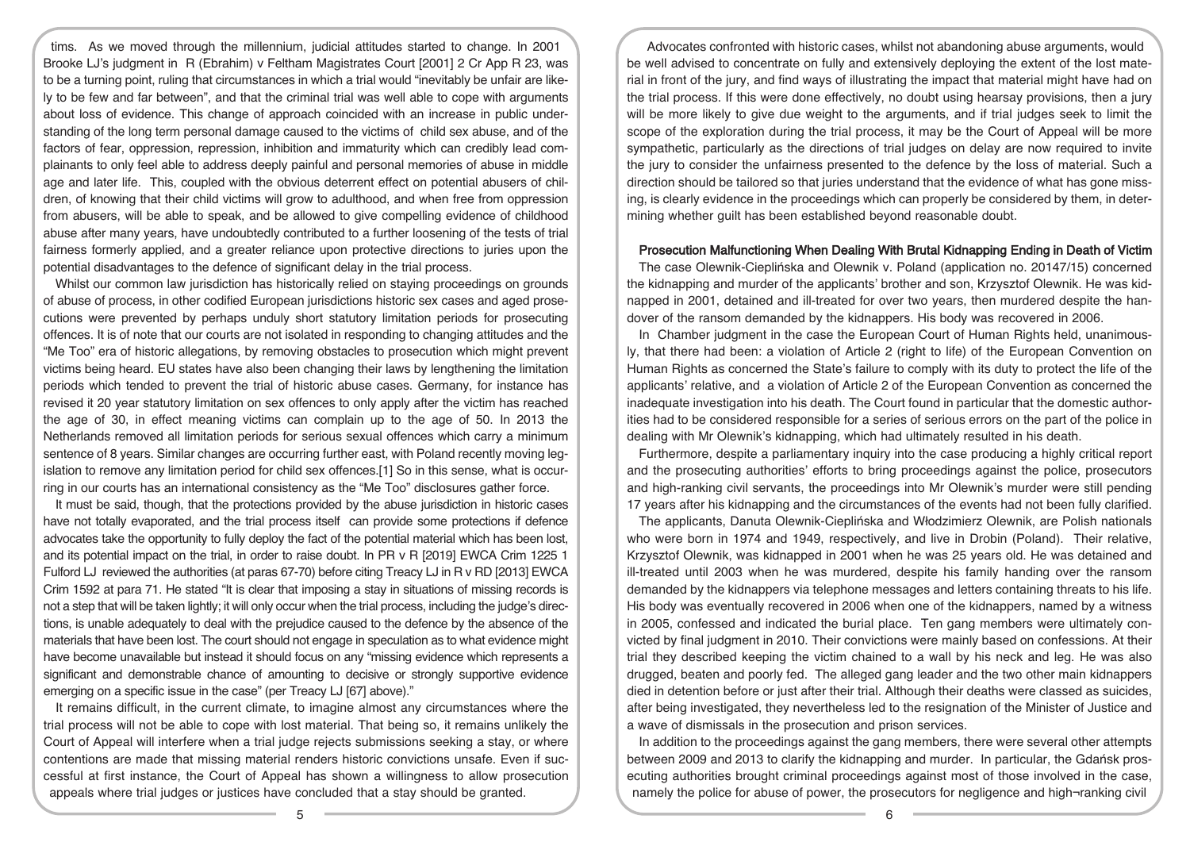tims. As we moved through the millennium, judicial attitudes started to change. In 2001 Brooke LJ's judgment in R (Ebrahim) v Feltham Magistrates Court [2001] 2 Cr App R 23, was to be a turning point, ruling that circumstances in which a trial would "inevitably be unfair are likely to be few and far between", and that the criminal trial was well able to cope with arguments about loss of evidence. This change of approach coincided with an increase in public understanding of the long term personal damage caused to the victims of child sex abuse, and of the factors of fear, oppression, repression, inhibition and immaturity which can credibly lead complainants to only feel able to address deeply painful and personal memories of abuse in middle age and later life. This, coupled with the obvious deterrent effect on potential abusers of children, of knowing that their child victims will grow to adulthood, and when free from oppression from abusers, will be able to speak, and be allowed to give compelling evidence of childhood abuse after many years, have undoubtedly contributed to a further loosening of the tests of trial fairness formerly applied, and a greater reliance upon protective directions to juries upon the potential disadvantages to the defence of significant delay in the trial process.

Whilst our common law jurisdiction has historically relied on staying proceedings on grounds of abuse of process, in other codified European jurisdictions historic sex cases and aged prosecutions were prevented by perhaps unduly short statutory limitation periods for prosecuting offences. It is of note that our courts are not isolated in responding to changing attitudes and the "Me Too" era of historic allegations, by removing obstacles to prosecution which might prevent victims being heard. EU states have also been changing their laws by lengthening the limitation periods which tended to prevent the trial of historic abuse cases. Germany, for instance has revised it 20 year statutory limitation on sex offences to only apply after the victim has reached the age of 30, in effect meaning victims can complain up to the age of 50. In 2013 the Netherlands removed all limitation periods for serious sexual offences which carry a minimum sentence of 8 years. Similar changes are occurring further east, with Poland recently moving legislation to remove any limitation period for child sex offences.[1] So in this sense, what is occurring in our courts has an international consistency as the "Me Too" disclosures gather force.

It must be said, though, that the protections provided by the abuse jurisdiction in historic cases have not totally evaporated, and the trial process itself can provide some protections if defence advocates take the opportunity to fully deploy the fact of the potential material which has been lost, and its potential impact on the trial, in order to raise doubt. In PR v R [2019] EWCA Crim 1225 1 Fulford LJ reviewed the authorities (at paras 67-70) before citing Treacy LJ in R v RD [2013] EWCA Crim 1592 at para 71. He stated "It is clear that imposing a stay in situations of missing records is not a step that will be taken lightly; it will only occur when the trial process, including the judge's directions, is unable adequately to deal with the prejudice caused to the defence by the absence of the materials that have been lost. The court should not engage in speculation as to what evidence might have become unavailable but instead it should focus on any "missing evidence which represents a significant and demonstrable chance of amounting to decisive or strongly supportive evidence emerging on a specific issue in the case" (per Treacy LJ [67] above)."

It remains difficult, in the current climate, to imagine almost any circumstances where the trial process will not be able to cope with lost material. That being so, it remains unlikely the Court of Appeal will interfere when a trial judge rejects submissions seeking a stay, or where contentions are made that missing material renders historic convictions unsafe. Even if successful at first instance, the Court of Appeal has shown a willingness to allow prosecution appeals where trial judges or justices have concluded that a stay should be granted.

Advocates confronted with historic cases, whilst not abandoning abuse arguments, would be well advised to concentrate on fully and extensively deploying the extent of the lost material in front of the jury, and find ways of illustrating the impact that material might have had on the trial process. If this were done effectively, no doubt using hearsay provisions, then a jury will be more likely to give due weight to the arguments, and if trial judges seek to limit the scope of the exploration during the trial process, it may be the Court of Appeal will be more sympathetic, particularly as the directions of trial judges on delay are now required to invite the jury to consider the unfairness presented to the defence by the loss of material. Such a direction should be tailored so that juries understand that the evidence of what has gone missing, is clearly evidence in the proceedings which can properly be considered by them, in determining whether guilt has been established beyond reasonable doubt.

**Prosecution Malfunctioning When Dealing With Brutal Kidnapping Ending in Death of Victim**

The case Olewnik-Cieplińska and Olewnik v. Poland (application no. 20147/15) concerned the kidnapping and murder of the applicants' brother and son, Krzysztof Olewnik. He was kidnapped in 2001, detained and ill-treated for over two years, then murdered despite the handover of the ransom demanded by the kidnappers. His body was recovered in 2006.

In Chamber judgment in the case the European Court of Human Rights held, unanimously, that there had been: a violation of Article 2 (right to life) of the European Convention on Human Rights as concerned the State's failure to comply with its duty to protect the life of the applicants' relative, and a violation of Article 2 of the European Convention as concerned the inadequate investigation into his death. The Court found in particular that the domestic authorities had to be considered responsible for a series of serious errors on the part of the police in dealing with Mr Olewnik's kidnapping, which had ultimately resulted in his death.

Furthermore, despite a parliamentary inquiry into the case producing a highly critical report and the prosecuting authorities' efforts to bring proceedings against the police, prosecutors and high-ranking civil servants, the proceedings into Mr Olewnik's murder were still pending 17 years after his kidnapping and the circumstances of the events had not been fully clarified.

The applicants, Danuta Olewnik-Cieplińska and Włodzimierz Olewnik, are Polish nationals who were born in 1974 and 1949, respectively, and live in Drobin (Poland). Their relative, Krzysztof Olewnik, was kidnapped in 2001 when he was 25 years old. He was detained and ill-treated until 2003 when he was murdered, despite his family handing over the ransom demanded by the kidnappers via telephone messages and letters containing threats to his life. His body was eventually recovered in 2006 when one of the kidnappers, named by a witness in 2005, confessed and indicated the burial place. Ten gang members were ultimately convicted by final judgment in 2010. Their convictions were mainly based on confessions. At their trial they described keeping the victim chained to a wall by his neck and leg. He was also drugged, beaten and poorly fed. The alleged gang leader and the two other main kidnappers died in detention before or just after their trial. Although their deaths were classed as suicides, after being investigated, they nevertheless led to the resignation of the Minister of Justice and a wave of dismissals in the prosecution and prison services.

In addition to the proceedings against the gang members, there were several other attempts between 2009 and 2013 to clarify the kidnapping and murder. In particular, the Gdańsk prosecuting authorities brought criminal proceedings against most of those involved in the case, namely the police for abuse of power, the prosecutors for negligence and high-ranking civil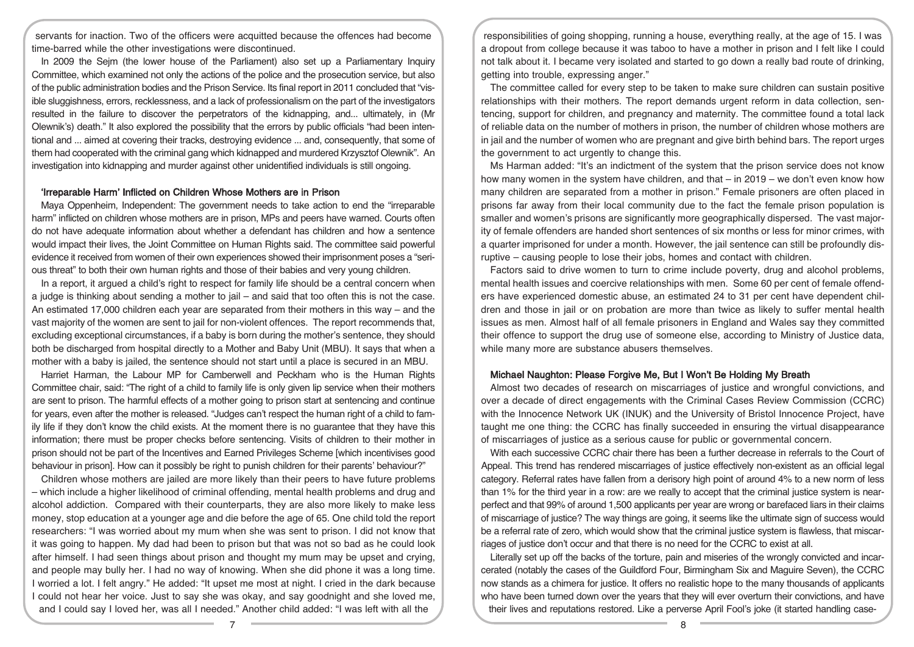servants for inaction. Two of the officers were acquitted because the offences had become time-barred while the other investigations were discontinued.

In 2009 the Sejm (the lower house of the Parliament) also set up a Parliamentary Inquiry Committee, which examined not only the actions of the police and the prosecution service, but also of the public administration bodies and the Prison Service. Its final report in 2011 concluded that "visible sluggishness, errors, recklessness, and a lack of professionalism on the part of the investigators resulted in the failure to discover the perpetrators of the kidnapping, and... ultimately, in (Mr Olewnik's) death." It also explored the possibility that the errors by public officials "had been intentional and ... aimed at covering their tracks, destroying evidence ... and, consequently, that some of them had cooperated with the criminal gang which kidnapped and murdered Krzysztof Olewnik". An investigation into kidnapping and murder against other unidentified individuals is still ongoing.

## 'Irreparable Harm' Inflicted on Children Whose Mothers are in Prison

Maya Oppenheim, Independent: The government needs to take action to end the "irreparable harm" inflicted on children whose mothers are in prison, MPs and peers have warned. Courts often do not have adequate information about whether a defendant has children and how a sentence would impact their lives, the Joint Committee on Human Rights said. The committee said powerful evidence it received from women of their own experiences showed their imprisonment poses a "serious threat" to both their own human rights and those of their babies and very young children.

In a report, it argued a child's right to respect for family life should be a central concern when a judge is thinking about sending a mother to jail – and said that too often this is not the case. An estimated 17,000 children each year are separated from their mothers in this way – and the vast majority of the women are sent to jail for non-violent offences. The report recommends that, excluding exceptional circumstances, if a baby is born during the mother's sentence, they should both be discharged from hospital directly to a Mother and Baby Unit (MBU). It says that when a mother with a baby is jailed, the sentence should not start until a place is secured in an MBU.

Harriet Harman, the Labour MP for Camberwell and Peckham who is the Human Rights Committee chair, said: "The right of a child to family life is only given lip service when their mothers are sent to prison. The harmful effects of a mother going to prison start at sentencing and continue for years, even after the mother is released. "Judges can't respect the human right of a child to family life if they don't know the child exists. At the moment there is no guarantee that they have this information; there must be proper checks before sentencing. Visits of children to their mother in prison should not be part of the Incentives and Earned Privileges Scheme [which incentivises good behaviour in prison]. How can it possibly be right to punish children for their parents' behaviour?"

Children whose mothers are jailed are more likely than their peers to have future problems – which include a higher likelihood of criminal offending, mental health problems and drug and alcohol addiction. Compared with their counterparts, they are also more likely to make less money, stop education at a younger age and die before the age of 65. One child told the report researchers: "I was worried about my mum when she was sent to prison. I did not know that it was going to happen. My dad had been to prison but that was not so bad as he could look after himself. I had seen things about prison and thought my mum may be upset and crying, and people may bully her. I had no way of knowing. When she did phone it was a long time. I worried a lot. I felt angry." He added: "It upset me most at night. I cried in the dark because I could not hear her voice. Just to say she was okay, and say goodnight and she loved me, and I could say I loved her, was all I needed." Another child added: "I was left with all the responsibilities of going shopping, running a house, everything really, at the age of 15. I was a dropout from college because it was taboo to have a mother in prison and I felt like I could not talk about it. I became very isolated and started to go down a really bad route of drinking, getting into trouble, expressing anger."

The committee called for every step to be taken to make sure children can sustain positive relationships with their mothers. The report demands urgent reform in data collection, sentencing, support for children, and pregnancy and maternity. The committee found a total lack of reliable data on the number of mothers in prison, the number of children whose mothers are in jail and the number of women who are pregnant and give birth behind bars. The report urges the government to act urgently to change this.

Ms Harman added: "It's an indictment of the system that the prison service does not know how many women in the system have children, and that – in 2019 – we don't even know how many children are separated from a mother in prison." Female prisoners are often placed in prisons far away from their local community due to the fact the female prison population is smaller and women's prisons are significantly more geographically dispersed. The vast majority of female offenders are handed short sentences of six months or less for minor crimes, with a quarter imprisoned for under a month. However, the jail sentence can still be profoundly disruptive – causing people to lose their jobs, homes and contact with children.

Factors said to drive women to turn to crime include poverty, drug and alcohol problems, mental health issues and coercive relationships with men. Some 60 per cent of female offenders have experienced domestic abuse, an estimated 24 to 31 per cent have dependent children and those in jail or on probation are more than twice as likely to suffer mental health issues as men. Almost half of all female prisoners in England and Wales say they committed their offence to support the drug use of someone else, according to Ministry of Justice data, while many more are substance abusers themselves.

## Michael Naughton: Please Forgive Me, But I Won't Be Holding My Breath

Almost two decades of research on miscarriages of justice and wrongful convictions, and over a decade of direct engagements with the Criminal Cases Review Commission (CCRC) with the Innocence Network UK (INUK) and the University of Bristol Innocence Project, have taught me one thing: the CCRC has finally succeeded in ensuring the virtual disappearance of miscarriages of justice as a serious cause for public or governmental concern.

With each successive CCRC chair there has been a further decrease in referrals to the Court of Appeal. This trend has rendered miscarriages of justice effectively non-existent as an official legal category. Referral rates have fallen from a derisory high point of around 4% to a new norm of less than 1% for the third year in a row: are we really to accept that the criminal justice system is near-perfect and that 99% of around 1,500 applicants per year are wrong or barefaced liars in their claims of miscarriage of justice? The way things are going, it seems like the ultimate sign of success would be a referral rate of zero, which would show that the criminal justice system is flawless, that miscarriages of justice don't occur and that there is no need for the CCRC to exist at all.

Literally set up off the backs of the torture, pain and miseries of the wrongly convicted and incarcerated (notably the cases of the Guildford Four, Birmingham Six and Maguire Seven), the CCRC now stands as a chimera for justice. It offers no realistic hope to the many thousands of applicants who have been turned down over the years that they will ever overturn their convictions, and have their lives and reputations restored. Like a perverse April Fool's joke (it started handling case-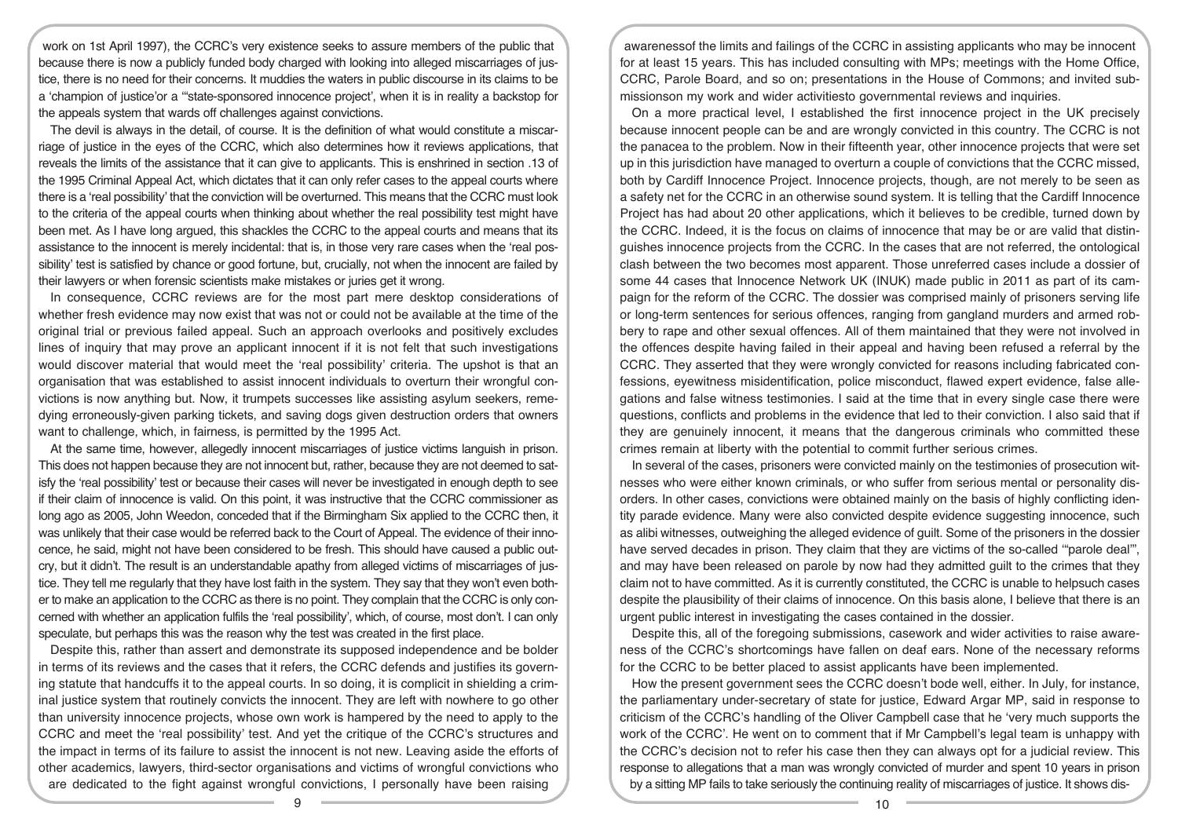work on 1st April 1997), the CCRC's very existence seeks to assure members of the public that because there is now a publicly funded body charged with looking into alleged miscarriages of justice, there is no need for their concerns. It muddies the waters in public discourse in its claims to be a 'champion of justice'or a '"state-sponsored innocence project', when it is in reality a backstop for the appeals system that wards off challenges against convictions.

The devil is always in the detail, of course. It is the definition of what would constitute a miscarriage of justice in the eyes of the CCRC, which also determines how it reviews applications, that reveals the limits of the assistance that it can give to applicants. This is enshrined in section .13 of the 1995 Criminal Appeal Act, which dictates that it can only refer cases to the appeal courts where there is a 'real possibility' that the conviction will be overturned. This means that the CCRC must look to the criteria of the appeal courts when thinking about whether the real possibility test might have been met. As I have long argued, this shackles the CCRC to the appeal courts and means that its assistance to the innocent is merely incidental: that is, in those very rare cases when the 'real possibility' test is satisfied by chance or good fortune, but, crucially, not when the innocent are failed by their lawyers or when forensic scientists make mistakes or juries get it wrong.

In consequence, CCRC reviews are for the most part mere desktop considerations of whether fresh evidence may now exist that was not or could not be available at the time of the original trial or previous failed appeal. Such an approach overlooks and positively excludes lines of inquiry that may prove an applicant innocent if it is not felt that such investigations would discover material that would meet the 'real possibility' criteria. The upshot is that an organisation that was established to assist innocent individuals to overturn their wrongful convictions is now anything but. Now, it trumpets successes like assisting asylum seekers, remedying erroneously-given parking tickets, and saving dogs given destruction orders that owners want to challenge, which, in fairness, is permitted by the 1995 Act.

At the same time, however, allegedly innocent miscarriages of justice victims languish in prison. This does not happen because they are not innocent but, rather, because they are not deemed to satisfy the 'real possibility' test or because their cases will never be investigated in enough depth to see if their claim of innocence is valid. On this point, it was instructive that the CCRC commissioner as long ago as 2005, John Weedon, conceded that if the Birmingham Six applied to the CCRC then, it was unlikely that their case would be referred back to the Court of Appeal. The evidence of their innocence, he said, might not have been considered to be fresh. This should have caused a public outcry, but it didn't. The result is an understandable apathy from alleged victims of miscarriages of justice. They tell me regularly that they have lost faith in the system. They say that they won't even bother to make an application to the CCRC as there is no point. They complain that the CCRC is only concerned with whether an application fulfils the 'real possibility', which, of course, most don't. I can only speculate, but perhaps this was the reason why the test was created in the first place.

Despite this, rather than assert and demonstrate its supposed independence and be bolder in terms of its reviews and the cases that it refers, the CCRC defends and justifies its governing statute that handcuffs it to the appeal courts. In so doing, it is complicit in shielding a criminal justice system that routinely convicts the innocent. They are left with nowhere to go other than university innocence projects, whose own work is hampered by the need to apply to the CCRC and meet the 'real possibility' test. And yet the critique of the CCRC's structures and the impact in terms of its failure to assist the innocent is not new. Leaving aside the efforts of other academics, lawyers, third-sector organisations and victims of wrongful convictions who are dedicated to the fight against wrongful convictions, I personally have been raising awarenessof the limits and failings of the CCRC in assisting applicants who may be innocent for at least 15 years. This has included consulting with MPs; meetings with the Home Office, CCRC, Parole Board, and so on; presentations in the House of Commons; and invited submissionson my work and wider activitiesto governmental reviews and inquiries.

On a more practical level, I established the first innocence project in the UK precisely because innocent people can be and are wrongly convicted in this country. The CCRC is not the panacea to the problem. Now in their fifteenth year, other innocence projects that were set up in this jurisdiction have managed to overturn a couple of convictions that the CCRC missed, both by Cardiff Innocence Project. Innocence projects, though, are not merely to be seen as a safety net for the CCRC in an otherwise sound system. It is telling that the Cardiff Innocence Project has had about 20 other applications, which it believes to be credible, turned down by the CCRC. Indeed, it is the focus on claims of innocence that may be or are valid that distinguishes innocence projects from the CCRC. In the cases that are not referred, the ontological clash between the two becomes most apparent. Those unreferred cases include a dossier of some 44 cases that Innocence Network UK (INUK) made public in 2011 as part of its campaign for the reform of the CCRC. The dossier was comprised mainly of prisoners serving life or long-term sentences for serious offences, ranging from gangland murders and armed robbery to rape and other sexual offences. All of them maintained that they were not involved in the offences despite having failed in their appeal and having been refused a referral by the CCRC. They asserted that they were wrongly convicted for reasons including fabricated confessions, eyewitness misidentification, police misconduct, flawed expert evidence, false allegations and false witness testimonies. I said at the time that in every single case there were questions, conflicts and problems in the evidence that led to their conviction. I also said that if they are genuinely innocent, it means that the dangerous criminals who committed these crimes remain at liberty with the potential to commit further serious crimes.

In several of the cases, prisoners were convicted mainly on the testimonies of prosecution witnesses who were either known criminals, or who suffer from serious mental or personality disorders. In other cases, convictions were obtained mainly on the basis of highly conflicting identity parade evidence. Many were also convicted despite evidence suggesting innocence, such as alibi witnesses, outweighing the alleged evidence of guilt. Some of the prisoners in the dossier have served decades in prison. They claim that they are victims of the so-called '"parole deal"', and may have been released on parole by now had they admitted guilt to the crimes that they claim not to have committed. As it is currently constituted, the CCRC is unable to helpsuch cases despite the plausibility of their claims of innocence. On this basis alone, I believe that there is an urgent public interest in investigating the cases contained in the dossier.

Despite this, all of the foregoing submissions, casework and wider activities to raise awareness of the CCRC's shortcomings have fallen on deaf ears. None of the necessary reforms for the CCRC to be better placed to assist applicants have been implemented.

How the present government sees the CCRC doesn't bode well, either. In July, for instance, the parliamentary under-secretary of state for justice, Edward Argar MP, said in response to criticism of the CCRC's handling of the Oliver Campbell case that he 'very much supports the work of the CCRC'. He went on to comment that if Mr Campbell's legal team is unhappy with the CCRC's decision not to refer his case then they can always opt for a judicial review. This response to allegations that a man was wrongly convicted of murder and spent 10 years in prison by a sitting MP fails to take seriously the continuing reality of miscarriages of justice. It shows dis-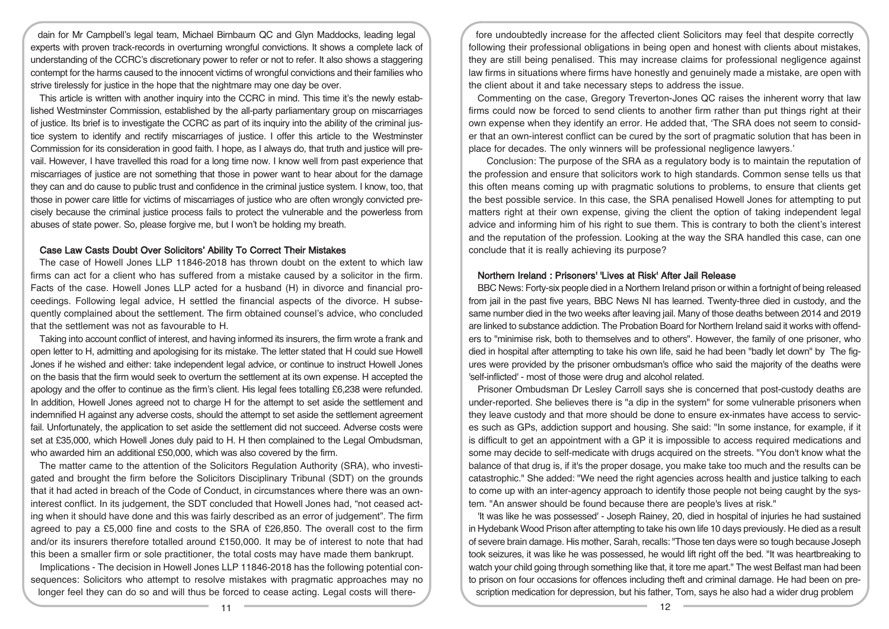dain for Mr Campbell's legal team, Michael Birnbaum QC and Glyn Maddocks, leading legal experts with proven track-records in overturning wrongful convictions. It shows a complete lack of understanding of the CCRC's discretionary power to refer or not to refer. It also shows a staggering contempt for the harms caused to the innocent victims of wrongful convictions and their families who strive tirelessly for justice in the hope that the nightmare may one day be over.

This article is written with another inquiry into the CCRC in mind. This time it's the newly established Westminster Commission, established by the all-party parliamentary group on miscarriages of justice. Its brief is to investigate the CCRC as part of its inquiry into the ability of the criminal justice system to identify and rectify miscarriages of justice. I offer this article to the Westminster Commission for its consideration in good faith. I hope, as I always do, that truth and justice will prevail. However, I have travelled this road for a long time now. I know well from past experience that miscarriages of justice are not something that those in power want to hear about for the damage they can and do cause to public trust and confidence in the criminal justice system. I know, too, that those in power care little for victims of miscarriages of justice who are often wrongly convicted precisely because the criminal justice process fails to protect the vulnerable and the powerless from abuses of state power. So, please forgive me, but I won't be holding my breath.

## Case Law Casts Doubt Over Solicitors' Ability To Correct Their Mistakes

The case of Howell Jones LLP 11846-2018 has thrown doubt on the extent to which law firms can act for a client who has suffered from a mistake caused by a solicitor in the firm. Facts of the case. Howell Jones LLP acted for a husband (H) in divorce and financial proceedings. Following legal advice, H settled the financial aspects of the divorce. H subsequently complained about the settlement. The firm obtained counsel's advice, who concluded that the settlement was not as favourable to H.

Taking into account conflict of interest, and having informed its insurers, the firm wrote a frank and open letter to H, admitting and apologising for its mistake. The letter stated that H could sue Howell Jones if he wished and either: take independent legal advice, or continue to instruct Howell Jones on the basis that the firm would seek to overturn the settlement at its own expense. H accepted the apology and the offer to continue as the firm's client. His legal fees totalling £6,238 were refunded. In addition, Howell Jones agreed not to charge H for the attempt to set aside the settlement and indemnified H against any adverse costs, should the attempt to set aside the settlement agreement fail. Unfortunately, the application to set aside the settlement did not succeed. Adverse costs were set at £35,000, which Howell Jones duly paid to H. H then complained to the Legal Ombudsman, who awarded him an additional £50,000, which was also covered by the firm.

The matter came to the attention of the Solicitors Regulation Authority (SRA), who investigated and brought the firm before the Solicitors Disciplinary Tribunal (SDT) on the grounds that it had acted in breach of the Code of Conduct, in circumstances where there was an own-interest conflict. In its judgement, the SDT concluded that Howell Jones had, "not ceased acting when it should have done and this was fairly described as an error of judgement". The firm agreed to pay a £5,000 fine and costs to the SRA of £26,850. The overall cost to the firm and/or its insurers therefore totalled around £150,000. It may be of interest to note that had this been a smaller firm or sole practitioner, the total costs may have made them bankrupt.

Implications - The decision in Howell Jones LLP 11846-2018 has the following potential consequences: Solicitors who attempt to resolve mistakes with pragmatic approaches may no longer feel they can do so and will thus be forced to cease acting. Legal costs will therefore undoubtedly increase for the affected client Solicitors may feel that despite correctly following their professional obligations in being open and honest with clients about mistakes, they are still being penalised. This may increase claims for professional negligence against law firms in situations where firms have honestly and genuinely made a mistake, are open with the client about it and take necessary steps to address the issue.

Commenting on the case, Gregory Treverton-Jones QC raises the inherent worry that law firms could now be forced to send clients to another firm rather than put things right at their own expense when they identify an error. He added that, 'The SRA does not seem to consider that an own-interest conflict can be cured by the sort of pragmatic solution that has been in place for decades. The only winners will be professional negligence lawyers.'

Conclusion: The purpose of the SRA as a regulatory body is to maintain the reputation of the profession and ensure that solicitors work to high standards. Common sense tells us that this often means coming up with pragmatic solutions to problems, to ensure that clients get the best possible service. In this case, the SRA penalised Howell Jones for attempting to put matters right at their own expense, giving the client the option of taking independent legal advice and informing him of his right to sue them. This is contrary to both the client's interest and the reputation of the profession. Looking at the way the SRA handled this case, can one conclude that it is really achieving its purpose?

## Northern Ireland : Prisoners' 'Lives at Risk' After Jail Release

BBC News: Forty-six people died in a Northern Ireland prison or within a fortnight of being released from jail in the past five years, BBC News NI has learned. Twenty-three died in custody, and the same number died in the two weeks after leaving jail. Many of those deaths between 2014 and 2019 are linked to substance addiction. The Probation Board for Northern Ireland said it works with offenders to "minimise risk, both to themselves and to others". However, the family of one prisoner, who died in hospital after attempting to take his own life, said he had been "badly let down" by The figures were provided by the prisoner ombudsman's office who said the majority of the deaths were 'self-inflicted' - most of those were drug and alcohol related.

Prisoner Ombudsman Dr Lesley Carroll says she is concerned that post-custody deaths are under-reported. She believes there is "a dip in the system" for some vulnerable prisoners when they leave custody and that more should be done to ensure ex-inmates have access to services such as GPs, addiction support and housing. She said: "In some instance, for example, if it is difficult to get an appointment with a GP it is impossible to access required medications and some may decide to self-medicate with drugs acquired on the streets. "You don't know what the balance of that drug is, if it's the proper dosage, you make take too much and the results can be catastrophic." She added: "We need the right agencies across health and justice talking to each to come up with an inter-agency approach to identify those people not being caught by the system. "An answer should be found because there are people's lives at risk."

'It was like he was possessed' - Joseph Rainey, 20, died in hospital of injuries he had sustained in Hydebank Wood Prison after attempting to take his own life 10 days previously. He died as a result of severe brain damage. His mother, Sarah, recalls: "Those ten days were so tough because Joseph took seizures, it was like he was possessed, he would lift right off the bed. "It was heartbreaking to watch your child going through something like that, it tore me apart." The west Belfast man had been to prison on four occasions for offences including theft and criminal damage. He had been on prescription medication for depression, but his father, Tom, says he also had a wider drug problem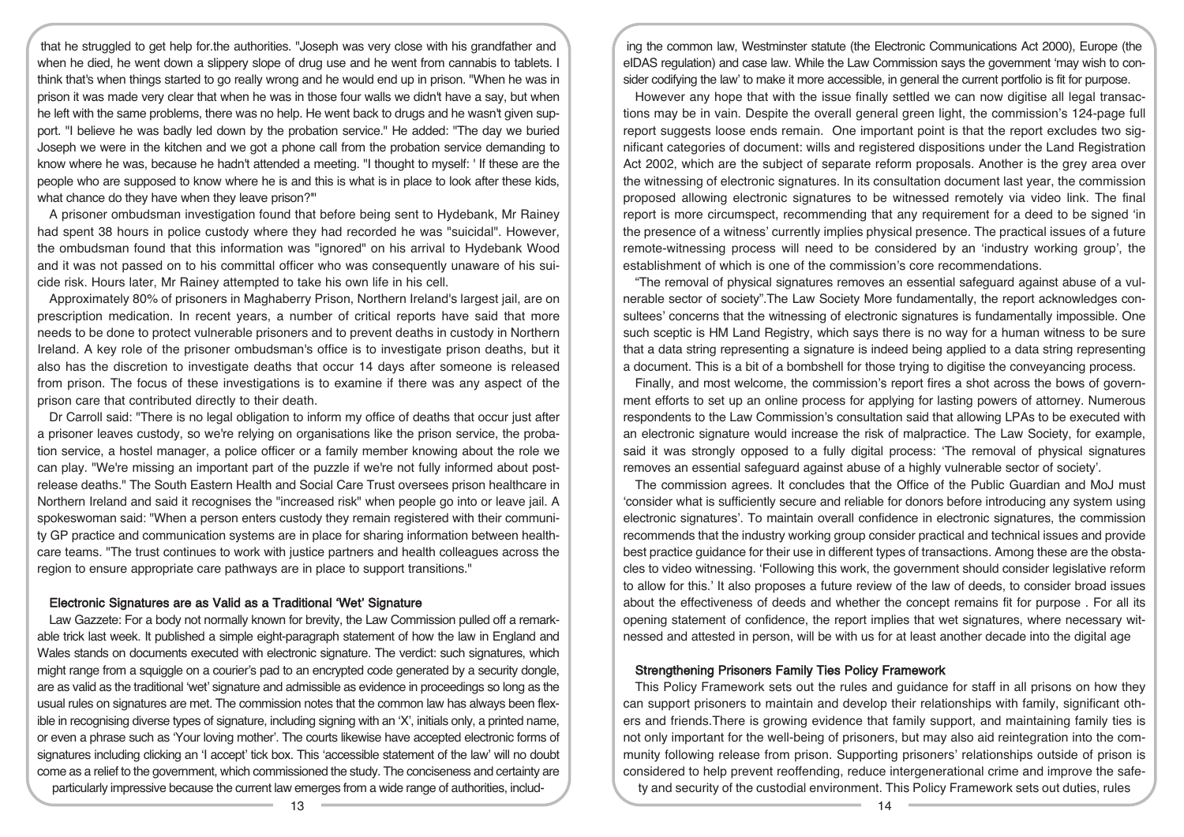that he struggled to get help for.the authorities. "Joseph was very close with his grandfather and when he died, he went down a slippery slope of drug use and he went from cannabis to tablets. I think that's when things started to go really wrong and he would end up in prison. "When he was in prison it was made very clear that when he was in those four walls we didn't have a say, but when he left with the same problems, there was no help. He went back to drugs and he wasn't given support. "I believe he was badly led down by the probation service." He added: "The day we buried Joseph we were in the kitchen and we got a phone call from the probation service demanding to know where he was, because he hadn't attended a meeting. "I thought to myself: ' If these are the people who are supposed to know where he is and this is what is in place to look after these kids, what chance do they have when they leave prison?'"

A prisoner ombudsman investigation found that before being sent to Hydebank, Mr Rainey had spent 38 hours in police custody where they had recorded he was "suicidal". However, the ombudsman found that this information was "ignored" on his arrival to Hydebank Wood and it was not passed on to his committal officer who was consequently unaware of his suicide risk. Hours later, Mr Rainey attempted to take his own life in his cell.

Approximately 80% of prisoners in Maghaberry Prison, Northern Ireland's largest jail, are on prescription medication. In recent years, a number of critical reports have said that more needs to be done to protect vulnerable prisoners and to prevent deaths in custody in Northern Ireland. A key role of the prisoner ombudsman's office is to investigate prison deaths, but it also has the discretion to investigate deaths that occur 14 days after someone is released from prison. The focus of these investigations is to examine if there was any aspect of the prison care that contributed directly to their death.

Dr Carroll said: "There is no legal obligation to inform my office of deaths that occur just after a prisoner leaves custody, so we're relying on organisations like the prison service, the probation service, a hostel manager, a police officer or a family member knowing about the role we can play. "We're missing an important part of the puzzle if we're not fully informed about post-release deaths." The South Eastern Health and Social Care Trust oversees prison healthcare in Northern Ireland and said it recognises the "increased risk" when people go into or leave jail. A spokeswoman said: "When a person enters custody they remain registered with their community GP practice and communication systems are in place for sharing information between healthcare teams. "The trust continues to work with justice partners and health colleagues across the region to ensure appropriate care pathways are in place to support transitions."

## Electronic Signatures are as Valid as a Traditional 'Wet' Signature

Law Gazzete: For a body not normally known for brevity, the Law Commission pulled off a remarkable trick last week. It published a simple eight-paragraph statement of how the law in England and Wales stands on documents executed with electronic signature. The verdict: such signatures, which might range from a squiggle on a courier's pad to an encrypted code generated by a security dongle, are as valid as the traditional 'wet' signature and admissible as evidence in proceedings so long as the usual rules on signatures are met. The commission notes that the common law has always been flexible in recognising diverse types of signature, including signing with an 'X', initials only, a printed name, or even a phrase such as 'Your loving mother'. The courts likewise have accepted electronic forms of signatures including clicking an 'I accept' tick box. This 'accessible statement of the law' will no doubt come as a relief to the government, which commissioned the study. The conciseness and certainty are particularly impressive because the current law emerges from a wide range of authorities, including the common law, Westminster statute (the Electronic Communications Act 2000), Europe (the eIDAS regulation) and case law. While the Law Commission says the government 'may wish to consider codifying the law' to make it more accessible, in general the current portfolio is fit for purpose.

However any hope that with the issue finally settled we can now digitise all legal transactions may be in vain. Despite the overall general green light, the commission's 124-page full report suggests loose ends remain. One important point is that the report excludes two significant categories of document: wills and registered dispositions under the Land Registration Act 2002, which are the subject of separate reform proposals. Another is the grey area over the witnessing of electronic signatures. In its consultation document last year, the commission proposed allowing electronic signatures to be witnessed remotely via video link. The final report is more circumspect, recommending that any requirement for a deed to be signed 'in the presence of a witness' currently implies physical presence. The practical issues of a future remote-witnessing process will need to be considered by an 'industry working group', the establishment of which is one of the commission's core recommendations.

"The removal of physical signatures removes an essential safeguard against abuse of a vulnerable sector of society".The Law Society More fundamentally, the report acknowledges consultees' concerns that the witnessing of electronic signatures is fundamentally impossible. One such sceptic is HM Land Registry, which says there is no way for a human witness to be sure that a data string representing a signature is indeed being applied to a data string representing a document. This is a bit of a bombshell for those trying to digitise the conveyancing process.

Finally, and most welcome, the commission's report fires a shot across the bows of government efforts to set up an online process for applying for lasting powers of attorney. Numerous respondents to the Law Commission's consultation said that allowing LPAs to be executed with an electronic signature would increase the risk of malpractice. The Law Society, for example, said it was strongly opposed to a fully digital process: 'The removal of physical signatures removes an essential safeguard against abuse of a highly vulnerable sector of society'.

The commission agrees. It concludes that the Office of the Public Guardian and MoJ must 'consider what is sufficiently secure and reliable for donors before introducing any system using electronic signatures'. To maintain overall confidence in electronic signatures, the commission recommends that the industry working group consider practical and technical issues and provide best practice guidance for their use in different types of transactions. Among these are the obstacles to video witnessing. 'Following this work, the government should consider legislative reform to allow for this.' It also proposes a future review of the law of deeds, to consider broad issues about the effectiveness of deeds and whether the concept remains fit for purpose . For all its opening statement of confidence, the report implies that wet signatures, where necessary witnessed and attested in person, will be with us for at least another decade into the digital age

## Strengthening Prisoners Family Ties Policy Framework

This Policy Framework sets out the rules and guidance for staff in all prisons on how they can support prisoners to maintain and develop their relationships with family, significant others and friends.There is growing evidence that family support, and maintaining family ties is not only important for the well-being of prisoners, but may also aid reintegration into the community following release from prison. Supporting prisoners' relationships outside of prison is considered to help prevent reoffending, reduce intergenerational crime and improve the safety and security of the custodial environment. This Policy Framework sets out duties, rules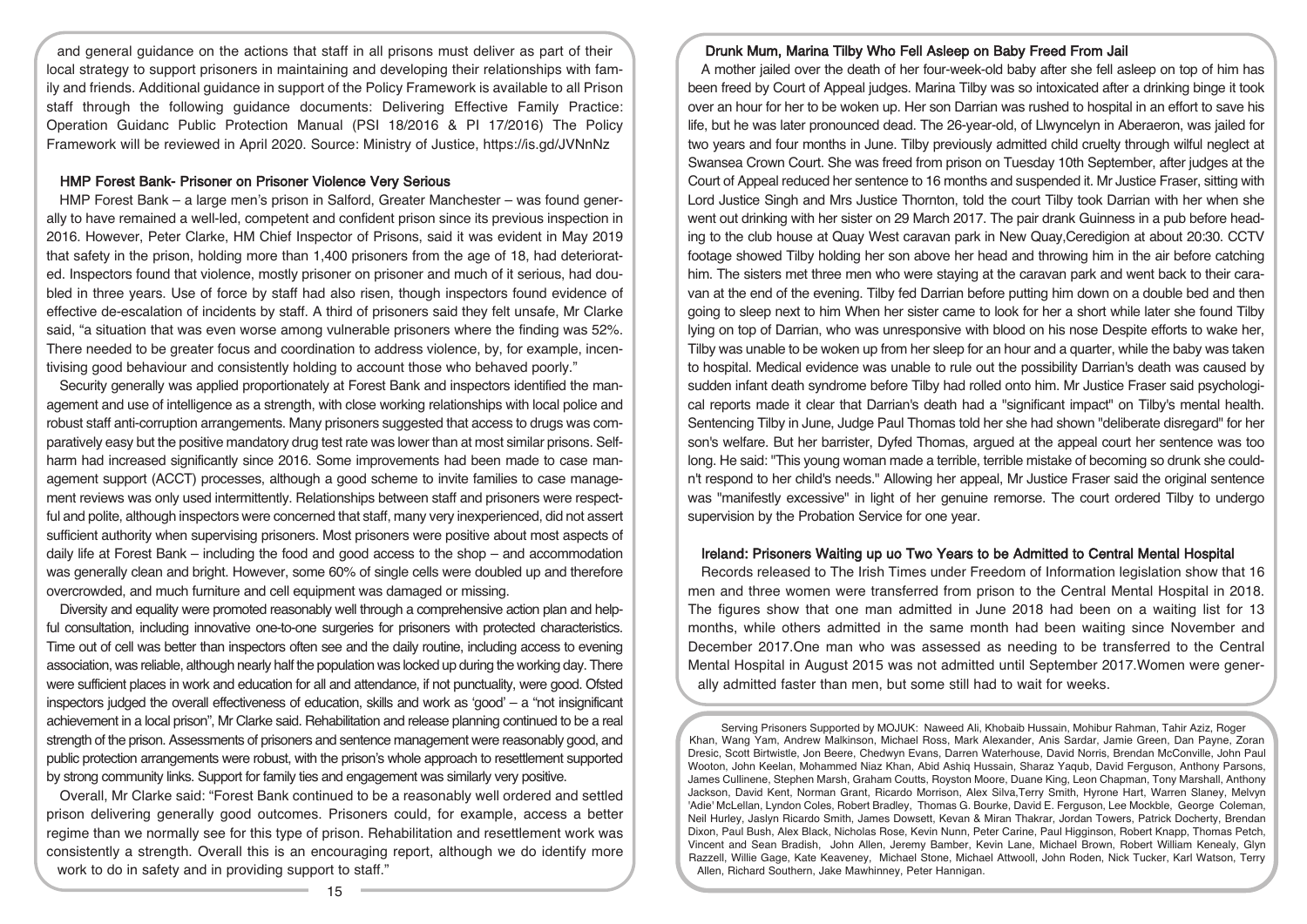and general guidance on the actions that staff in all prisons must deliver as part of their local strategy to support prisoners in maintaining and developing their relationships with family and friends. Additional guidance in support of the Policy Framework is available to all Prison staff through the following guidance documents: Delivering Effective Family Practice: Operation Guidanc Public Protection Manual (PSI 18/2016 & PI 17/2016) The Policy Framework will be reviewed in April 2020. Source: Ministry of Justice, https://is.gd/JVNnNz

### HMP Forest Bank- Prisoner on Prisoner Violence Very Serious

HMP Forest Bank – a large men's prison in Salford, Greater Manchester – was found generally to have remained a well-led, competent and confident prison since its previous inspection in 2016. However, Peter Clarke, HM Chief Inspector of Prisons, said it was evident in May 2019 that safety in the prison, holding more than 1,400 prisoners from the age of 18, had deteriorated. Inspectors found that violence, mostly prisoner on prisoner and much of it serious, had doubled in three years. Use of force by staff had also risen, though inspectors found evidence of effective de-escalation of incidents by staff. A third of prisoners said they felt unsafe, Mr Clarke said, "a situation that was even worse among vulnerable prisoners where the finding was 52%. There needed to be greater focus and coordination to address violence, by, for example, incentivising good behaviour and consistently holding to account those who behaved poorly."

Security generally was applied proportionately at Forest Bank and inspectors identified the management and use of intelligence as a strength, with close working relationships with local police and robust staff anti-corruption arrangements. Many prisoners suggested that access to drugs was comparatively easy but the positive mandatory drug test rate was lower than at most similar prisons. Self-harm had increased significantly since 2016. Some improvements had been made to case management support (ACCT) processes, although a good scheme to invite families to case management reviews was only used intermittently. Relationships between staff and prisoners were respectful and polite, although inspectors were concerned that staff, many very inexperienced, did not assert sufficient authority when supervising prisoners. Most prisoners were positive about most aspects of daily life at Forest Bank – including the food and good access to the shop – and accommodation was generally clean and bright. However, some 60% of single cells were doubled up and therefore overcrowded, and much furniture and cell equipment was damaged or missing.

Diversity and equality were promoted reasonably well through a comprehensive action plan and helpful consultation, including innovative one-to-one surgeries for prisoners with protected characteristics. Time out of cell was better than inspectors often see and the daily routine, including access to evening association, was reliable, although nearly half the population was locked up during the working day. There were sufficient places in work and education for all and attendance, if not punctuality, were good. Ofsted inspectors judged the overall effectiveness of education, skills and work as 'good' – a "not insignificant achievement in a local prison", Mr Clarke said. Rehabilitation and release planning continued to be a real strength of the prison. Assessments of prisoners and sentence management were reasonably good, and public protection arrangements were robust, with the prison's whole approach to resettlement supported by strong community links. Support for family ties and engagement was similarly very positive.

Overall, Mr Clarke said: "Forest Bank continued to be a reasonably well ordered and settled prison delivering generally good outcomes. Prisoners could, for example, access a better regime than we normally see for this type of prison. Rehabilitation and resettlement work was consistently a strength. Overall this is an encouraging report, although we do identify more work to do in safety and in providing support to staff."

### Drunk Mum, Marina Tilby Who Fell Asleep on Baby Freed From Jail

A mother jailed over the death of her four-week-old baby after she fell asleep on top of him has been freed by Court of Appeal judges. Marina Tilby was so intoxicated after a drinking binge it took over an hour for her to be woken up. Her son Darrian was rushed to hospital in an effort to save his life, but he was later pronounced dead. The 26-year-old, of Llwyncelyn in Aberaeron, was jailed for two years and four months in June. Tilby previously admitted child cruelty through wilful neglect at Swansea Crown Court. She was freed from prison on Tuesday 10th September, after judges at the Court of Appeal reduced her sentence to 16 months and suspended it. Mr Justice Fraser, sitting with Lord Justice Singh and Mrs Justice Thornton, told the court Tilby took Darrian with her when she went out drinking with her sister on 29 March 2017. The pair drank Guinness in a pub before heading to the club house at Quay West caravan park in New Quay,Ceredigion at about 20:30. CCTV footage showed Tilby holding her son above her head and throwing him in the air before catching him. The sisters met three men who were staying at the caravan park and went back to their caravan at the end of the evening. Tilby fed Darrian before putting him down on a double bed and then going to sleep next to him When her sister came to look for her a short while later she found Tilby lying on top of Darrian, who was unresponsive with blood on his nose Despite efforts to wake her, Tilby was unable to be woken up from her sleep for an hour and a quarter, while the baby was taken to hospital. Medical evidence was unable to rule out the possibility Darrian's death was caused by sudden infant death syndrome before Tilby had rolled onto him. Mr Justice Fraser said psychological reports made it clear that Darrian's death had a "significant impact" on Tilby's mental health. Sentencing Tilby in June, Judge Paul Thomas told her she had shown "deliberate disregard" for her son's welfare. But her barrister, Dyfed Thomas, argued at the appeal court her sentence was too long. He said: "This young woman made a terrible, terrible mistake of becoming so drunk she couldn't respond to her child's needs." Allowing her appeal, Mr Justice Fraser said the original sentence was "manifestly excessive" in light of her genuine remorse. The court ordered Tilby to undergo supervision by the Probation Service for one year.

### Ireland: Prisoners Waiting up uo Two Years to be Admitted to Central Mental Hospital

Records released to The Irish Times under Freedom of Information legislation show that 16 men and three women were transferred from prison to the Central Mental Hospital in 2018. The figures show that one man admitted in June 2018 had been on a waiting list for 13 months, while others admitted in the same month had been waiting since November and December 2017.One man who was assessed as needing to be transferred to the Central Mental Hospital in August 2015 was not admitted until September 2017.Women were generally admitted faster than men, but some still had to wait for weeks.

Serving Prisoners Supported by MOJUK: Naweed Ali, Khobaib Hussain, Mohibur Rahman, Tahir Aziz, Roger Khan, Wang Yam, Andrew Malkinson, Michael Ross, Mark Alexander, Anis Sardar, Jamie Green, Dan Payne, Zoran Dresic, Scott Birtwistle, Jon Beere, Chedwyn Evans, Darren Waterhouse, David Norris, Brendan McConville, John Paul Wooton, John Keelan, Mohammed Niaz Khan, Abid Ashiq Hussain, Sharaz Yaqub, David Ferguson, Anthony Parsons, James Cullinene, Stephen Marsh, Graham Coutts, Royston Moore, Duane King, Leon Chapman, Tony Marshall, Anthony Jackson, David Kent, Norman Grant, Ricardo Morrison, Alex Silva,Terry Smith, Hyrone Hart, Warren Slaney, Melvyn 'Adie' McLellan, Lyndon Coles, Robert Bradley, Thomas G. Bourke, David E. Ferguson, Lee Mockble, George Coleman, Neil Hurley, Jaslyn Ricardo Smith, James Dowsett, Kevan & Miran Thakrar, Jordan Towers, Patrick Docherty, Brendan Dixon, Paul Bush, Alex Black, Nicholas Rose, Kevin Nunn, Peter Carine, Paul Higginson, Robert Knapp, Thomas Petch, Vincent and Sean Bradish, John Allen, Jeremy Bamber, Kevin Lane, Michael Brown, Robert William Kenealy, Glyn Razzell, Willie Gage, Kate Keaveney, Michael Stone, Michael Attwooll, John Roden, Nick Tucker, Karl Watson, Terry Allen, Richard Southern, Jake Mawhinney, Peter Hannigan.